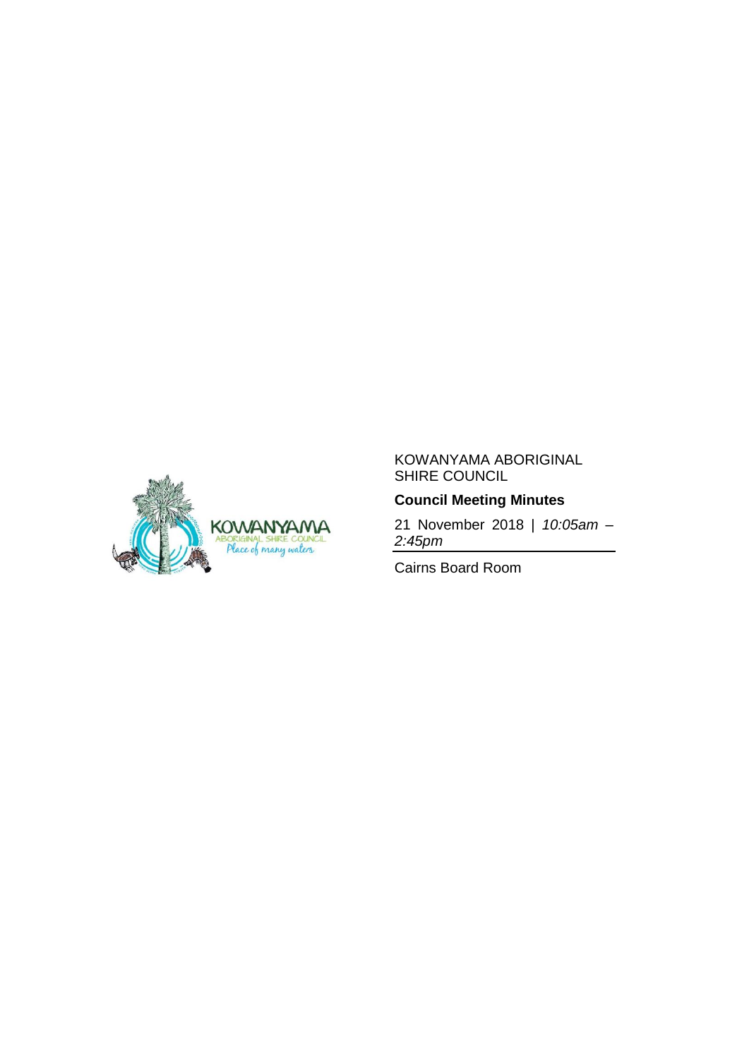KOWANYAMA ABORIGINAL SHIRE COUNCIL

**Council Meeting Minutes**

21 November 2018 | *10:05am – 2:45pm*

Cairns Board Room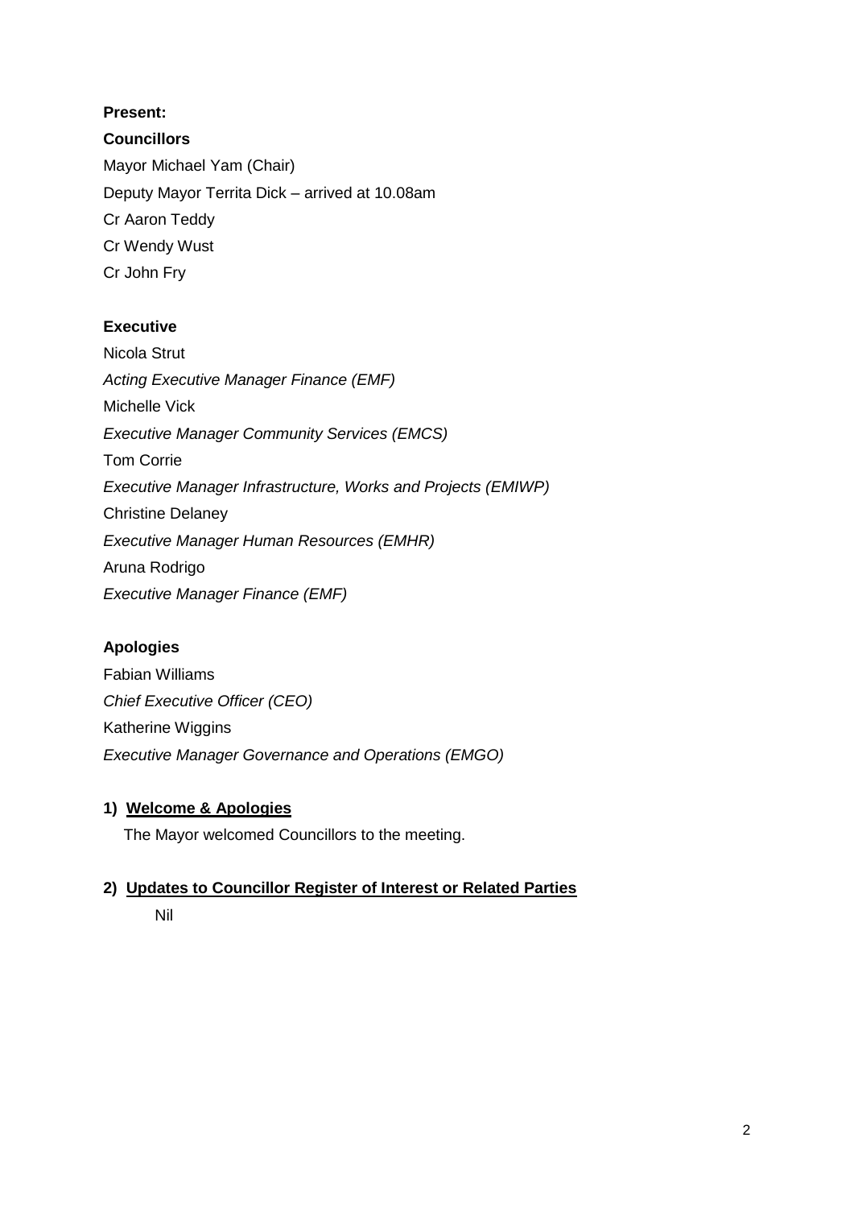**Present:**

**Councillors**

Mayor Michael Yam (Chair)

Deputy Mayor Territa Dick – arrived at 10.08am

Cr Aaron Teddy

Cr Wendy Wust

Cr John Fry

**Executive**

Nicola Strut

*Acting Executive Manager Finance (EMF)*

Michelle Vick

*Executive Manager Community Services (EMCS)*

Tom Corrie

*Executive Manager Infrastructure, Works and Projects (EMIWP)*

Christine Delaney

*Executive Manager Human Resources (EMHR)*

Aruna Rodrigo

*Executive Manager Finance (EMF)*

**Apologies**

Fabian Williams

*Chief Executive Officer (CEO)*

Katherine Wiggins

*Executive Manager Governance and Operations (EMGO)*

1) **Welcome & Apologies**

The Mayor welcomed Councillors to the meeting.

2) **Updates to Councillor Register of Interest or Related Parties**

Nil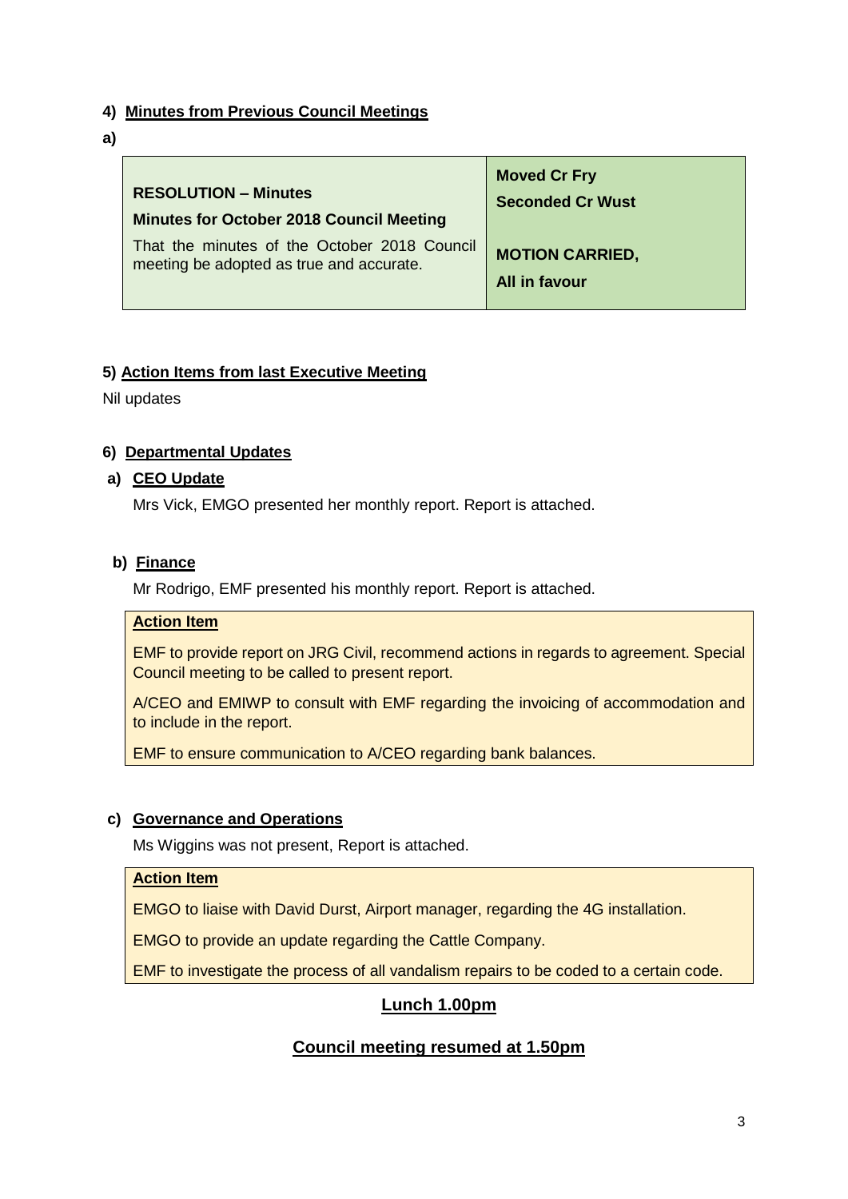## 4) Minutes from Previous Council Meetings

**a)**

| **RESOLUTION – Minutes**<br>**Minutes for October 2018 Council Meeting**<br>That the minutes of the October 2018 Council meeting be adopted as true and accurate. | **Moved Cr Fry**<br>**Seconded Cr Wust**<br><br>**MOTION CARRIED,**<br>**All in favour** |
|---|---|

## 5) Action Items from last Executive Meeting

Nil updates

## 6) Departmental Updates

### a) CEO Update

Mrs Vick, EMGO presented her monthly report. Report is attached.

### b) Finance

Mr Rodrigo, EMF presented his monthly report. Report is attached.

| **Action Item** |
|---|
| EMF to provide report on JRG Civil, recommend actions in regards to agreement. Special Council meeting to be called to present report.<br>A/CEO and EMIWP to consult with EMF regarding the invoicing of accommodation and to include in the report.<br>EMF to ensure communication to A/CEO regarding bank balances. |

### c) Governance and Operations

Ms Wiggins was not present, Report is attached.

| **Action Item** |
|---|
| EMGO to liaise with David Durst, Airport manager, regarding the 4G installation.<br>EMGO to provide an update regarding the Cattle Company.<br>EMF to investigate the process of all vandalism repairs to be coded to a certain code. |

**Lunch 1.00pm**

**Council meeting resumed at 1.50pm**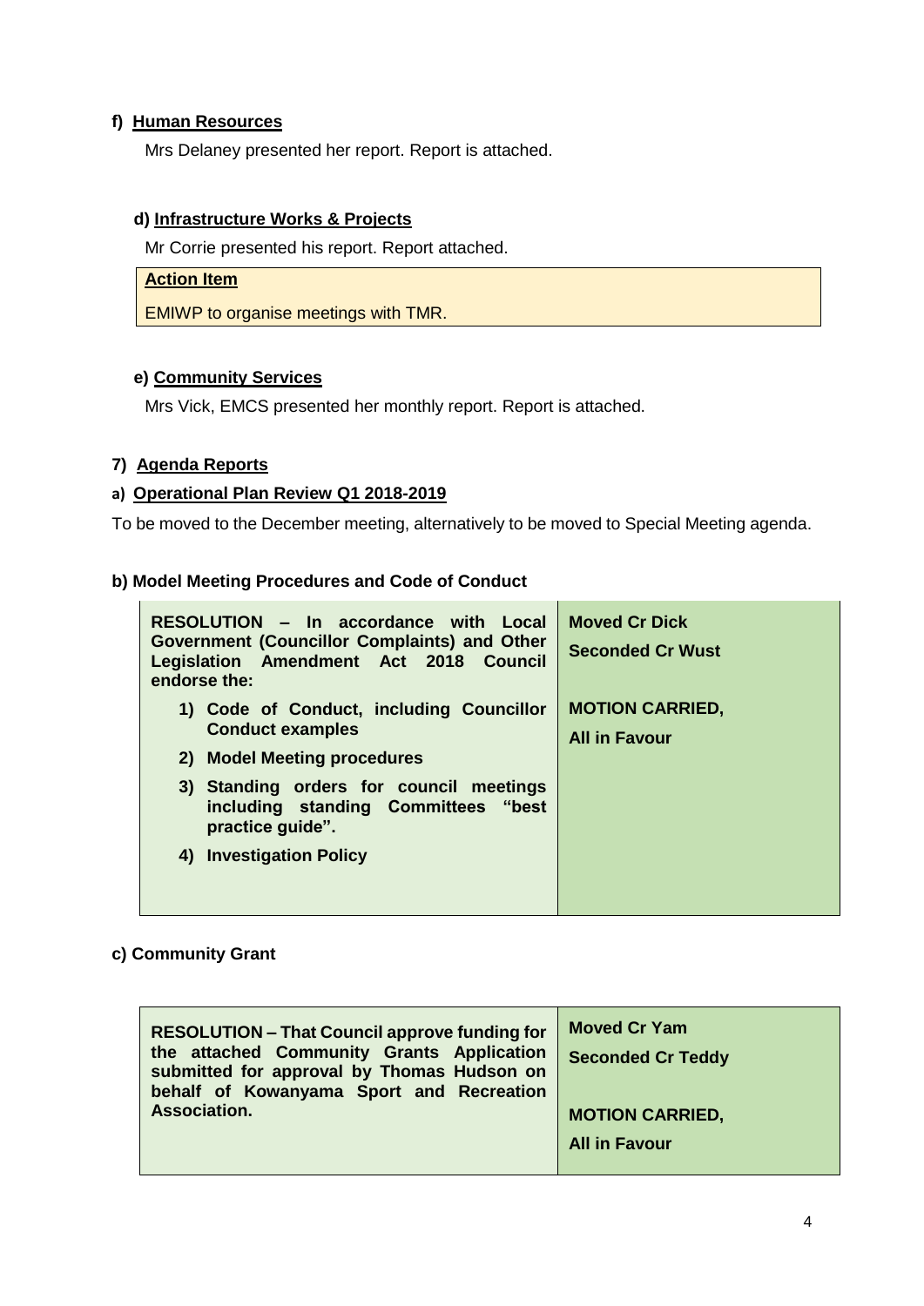**f) Human Resources**

Mrs Delaney presented her report. Report is attached.

**d) Infrastructure Works & Projects**

Mr Corrie presented his report. Report attached.

| **Action Item** |
| --- |
| EMIWP to organise meetings with TMR. |

**e) Community Services**

Mrs Vick, EMCS presented her monthly report. Report is attached.

## 7) Agenda Reports

**a) Operational Plan Review Q1 2018-2019**

To be moved to the December meeting, alternatively to be moved to Special Meeting agenda.

**b) Model Meeting Procedures and Code of Conduct**

| | |
| --- | --- |
| **RESOLUTION – In accordance with Local Government (Councillor Complaints) and Other Legislation Amendment Act 2018 Council endorse the:**<br>**1) Code of Conduct, including Councillor Conduct examples**<br>**2) Model Meeting procedures**<br>**3) Standing orders for council meetings including standing Committees "best practice guide".**<br>**4) Investigation Policy** | **Moved Cr Dick**<br>**Seconded Cr Wust**<br>**MOTION CARRIED,**<br>**All in Favour** |

**c) Community Grant**

| | |
| --- | --- |
| **RESOLUTION – That Council approve funding for the attached Community Grants Application submitted for approval by Thomas Hudson on behalf of Kowanyama Sport and Recreation Association.** | **Moved Cr Yam**<br>**Seconded Cr Teddy**<br>**MOTION CARRIED,**<br>**All in Favour** |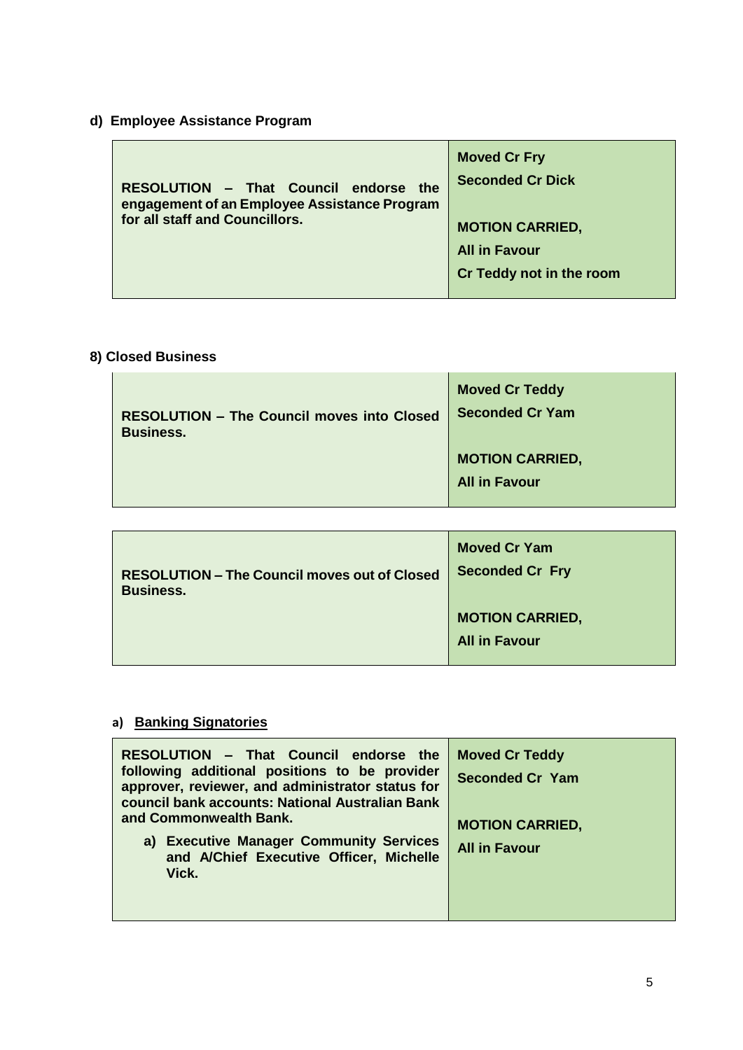**d) Employee Assistance Program**

| RESOLUTION – That Council endorse the engagement of an Employee Assistance Program for all staff and Councillors. | Moved Cr Fry<br>Seconded Cr Dick<br><br>MOTION CARRIED,<br>All in Favour<br>Cr Teddy not in the room |
|---|---|

**8) Closed Business**

| RESOLUTION – The Council moves into Closed Business. | Moved Cr Teddy<br>Seconded Cr Yam<br><br>MOTION CARRIED,<br>All in Favour |
|---|---|

| RESOLUTION – The Council moves out of Closed Business. | Moved Cr Yam<br>Seconded Cr Fry<br><br>MOTION CARRIED,<br>All in Favour |
|---|---|

**a) <u>Banking Signatories</u>**

| RESOLUTION – That Council endorse the following additional positions to be provider approver, reviewer, and administrator status for council bank accounts: National Australian Bank and Commonwealth Bank.<br><br>a) Executive Manager Community Services and A/Chief Executive Officer, Michelle Vick. | Moved Cr Teddy<br>Seconded Cr Yam<br><br>MOTION CARRIED,<br>All in Favour |
|---|---|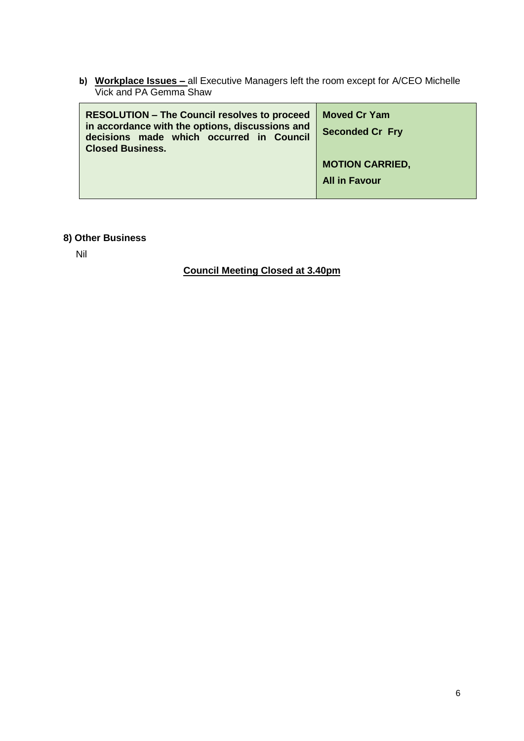**b) <u>Workplace Issues –</u>** all Executive Managers left the room except for A/CEO Michelle Vick and PA Gemma Shaw

| | |
|---|---|
| **RESOLUTION – The Council resolves to proceed in accordance with the options, discussions and decisions made which occurred in Council Closed Business.** | **Moved Cr Yam**<br>**Seconded Cr Fry**<br><br>**MOTION CARRIED,**<br>**All in Favour** |

### 8) Other Business

Nil

**<u>Council Meeting Closed at 3.40pm</u>**